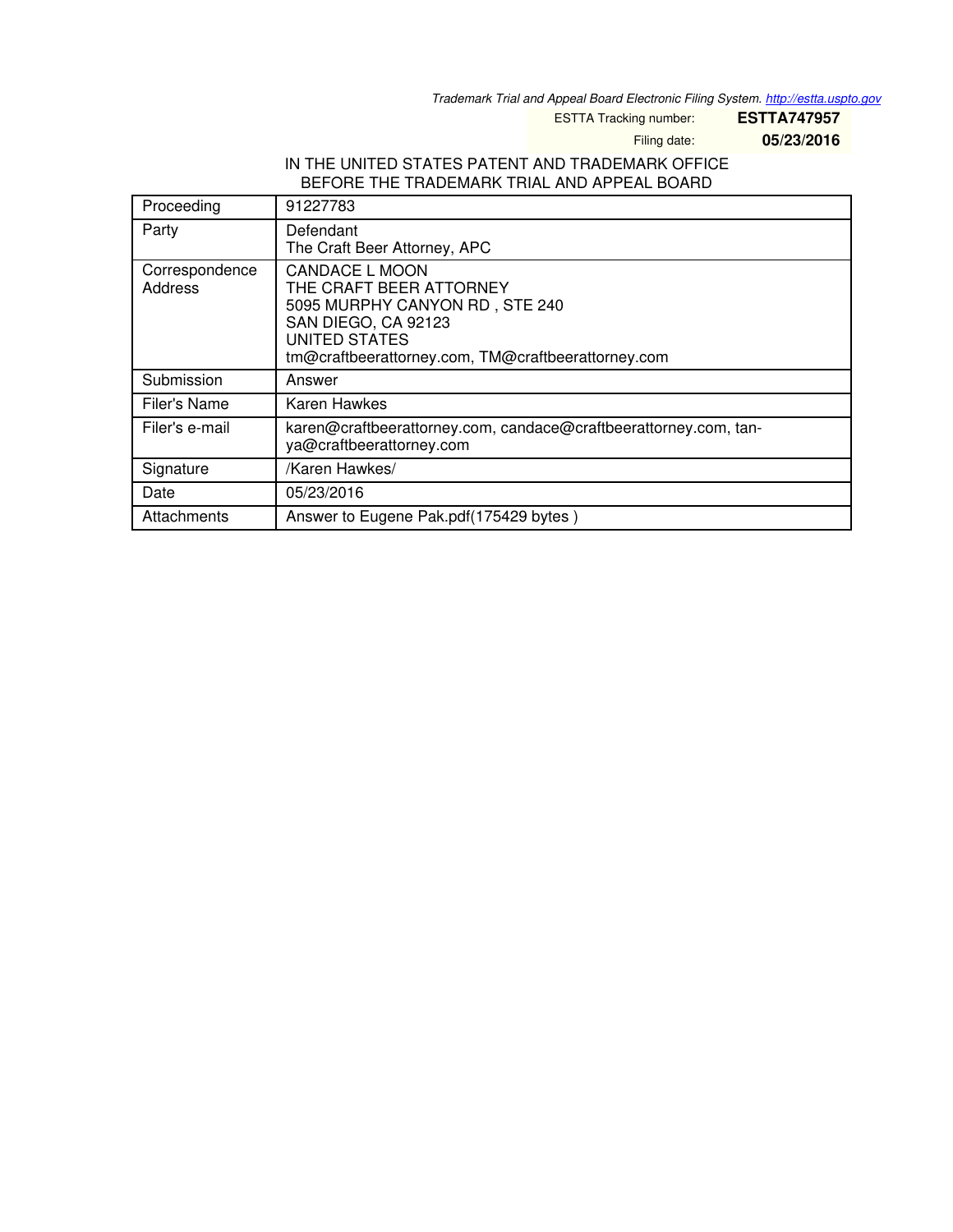Trademark Trial and Appeal Board Electronic Filing System. http://estta.uspto.gov

ESTTA Tracking number: **ESTTA747957**

Filing date: **05/23/2016**

IN THE UNITED STATES PATENT AND TRADEMARK OFFICE
BEFORE THE TRADEMARK TRIAL AND APPEAL BOARD

| | |
|---|---|
| Proceeding | 91227783 |
| Party | Defendant<br>The Craft Beer Attorney, APC |
| Correspondence Address | CANDACE L MOON<br>THE CRAFT BEER ATTORNEY<br>5095 MURPHY CANYON RD , STE 240<br>SAN DIEGO, CA 92123<br>UNITED STATES<br>tm@craftbeerattorney.com, TM@craftbeerattorney.com |
| Submission | Answer |
| Filer's Name | Karen Hawkes |
| Filer's e-mail | karen@craftbeerattorney.com, candace@craftbeerattorney.com, tanya@craftbeerattorney.com |
| Signature | /Karen Hawkes/ |
| Date | 05/23/2016 |
| Attachments | Answer to Eugene Pak.pdf(175429 bytes ) |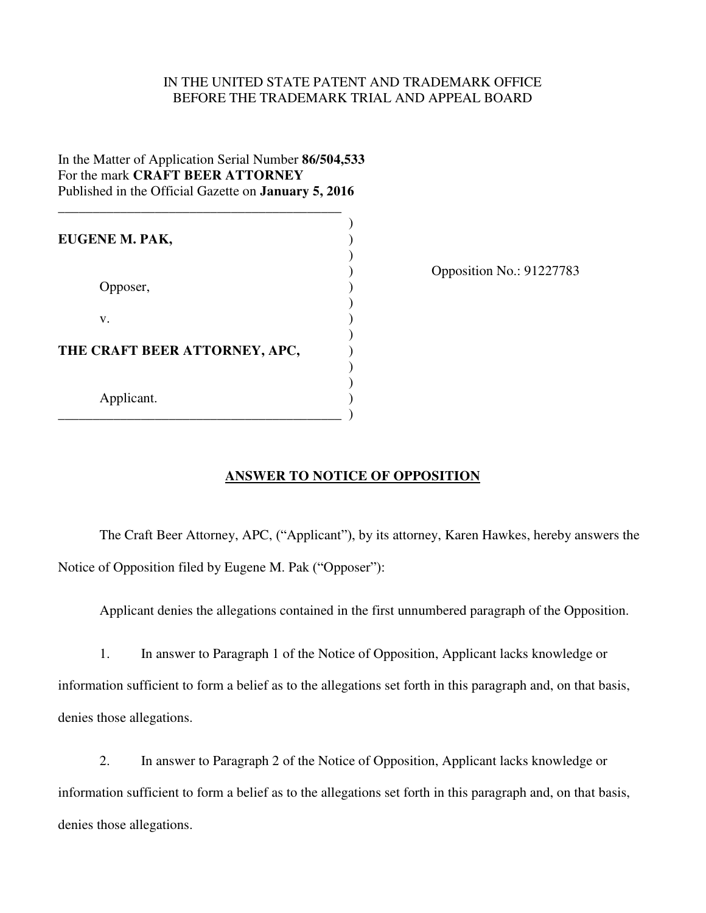IN THE UNITED STATE PATENT AND TRADEMARK OFFICE
BEFORE THE TRADEMARK TRIAL AND APPEAL BOARD

In the Matter of Application Serial Number **86/504,533**
For the mark **CRAFT BEER ATTORNEY**
Published in the Official Gazette on **January 5, 2016**

**EUGENE M. PAK,**

Opposer,

v.

**THE CRAFT BEER ATTORNEY, APC,**

Applicant.

Opposition No.: 91227783

## ANSWER TO NOTICE OF OPPOSITION

The Craft Beer Attorney, APC, ("Applicant"), by its attorney, Karen Hawkes, hereby answers the Notice of Opposition filed by Eugene M. Pak ("Opposer"):

Applicant denies the allegations contained in the first unnumbered paragraph of the Opposition.

1. In answer to Paragraph 1 of the Notice of Opposition, Applicant lacks knowledge or information sufficient to form a belief as to the allegations set forth in this paragraph and, on that basis, denies those allegations.

2. In answer to Paragraph 2 of the Notice of Opposition, Applicant lacks knowledge or information sufficient to form a belief as to the allegations set forth in this paragraph and, on that basis, denies those allegations.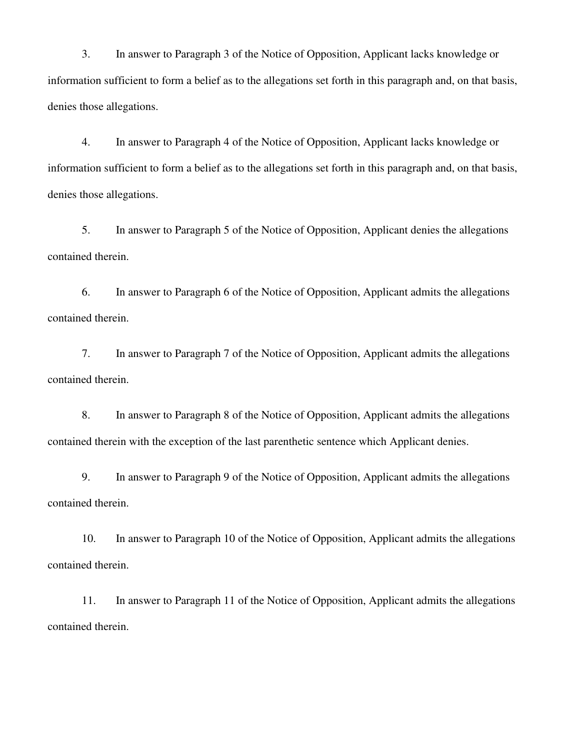3. In answer to Paragraph 3 of the Notice of Opposition, Applicant lacks knowledge or information sufficient to form a belief as to the allegations set forth in this paragraph and, on that basis, denies those allegations.

4. In answer to Paragraph 4 of the Notice of Opposition, Applicant lacks knowledge or information sufficient to form a belief as to the allegations set forth in this paragraph and, on that basis, denies those allegations.

5. In answer to Paragraph 5 of the Notice of Opposition, Applicant denies the allegations contained therein.

6. In answer to Paragraph 6 of the Notice of Opposition, Applicant admits the allegations contained therein.

7. In answer to Paragraph 7 of the Notice of Opposition, Applicant admits the allegations contained therein.

8. In answer to Paragraph 8 of the Notice of Opposition, Applicant admits the allegations contained therein with the exception of the last parenthetic sentence which Applicant denies.

9. In answer to Paragraph 9 of the Notice of Opposition, Applicant admits the allegations contained therein.

10. In answer to Paragraph 10 of the Notice of Opposition, Applicant admits the allegations contained therein.

11. In answer to Paragraph 11 of the Notice of Opposition, Applicant admits the allegations contained therein.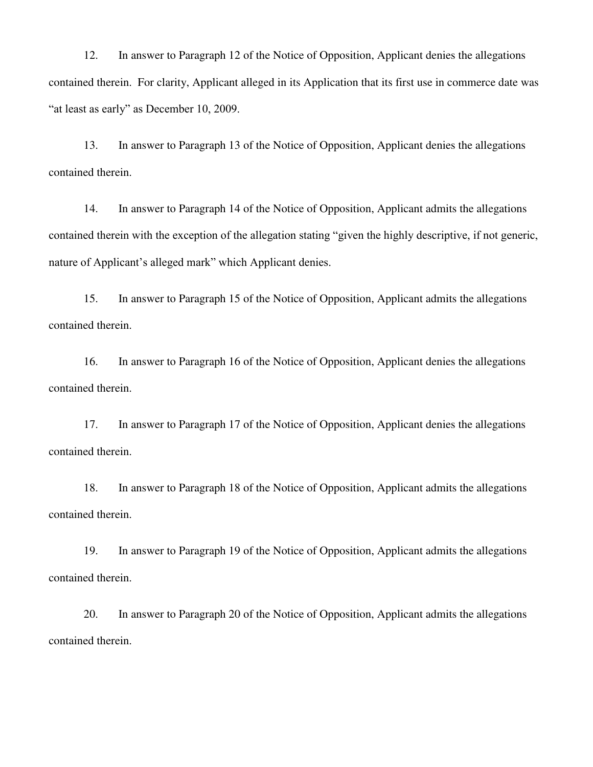12. In answer to Paragraph 12 of the Notice of Opposition, Applicant denies the allegations contained therein. For clarity, Applicant alleged in its Application that its first use in commerce date was "at least as early" as December 10, 2009.

13. In answer to Paragraph 13 of the Notice of Opposition, Applicant denies the allegations contained therein.

14. In answer to Paragraph 14 of the Notice of Opposition, Applicant admits the allegations contained therein with the exception of the allegation stating "given the highly descriptive, if not generic, nature of Applicant's alleged mark" which Applicant denies.

15. In answer to Paragraph 15 of the Notice of Opposition, Applicant admits the allegations contained therein.

16. In answer to Paragraph 16 of the Notice of Opposition, Applicant denies the allegations contained therein.

17. In answer to Paragraph 17 of the Notice of Opposition, Applicant denies the allegations contained therein.

18. In answer to Paragraph 18 of the Notice of Opposition, Applicant admits the allegations contained therein.

19. In answer to Paragraph 19 of the Notice of Opposition, Applicant admits the allegations contained therein.

20. In answer to Paragraph 20 of the Notice of Opposition, Applicant admits the allegations contained therein.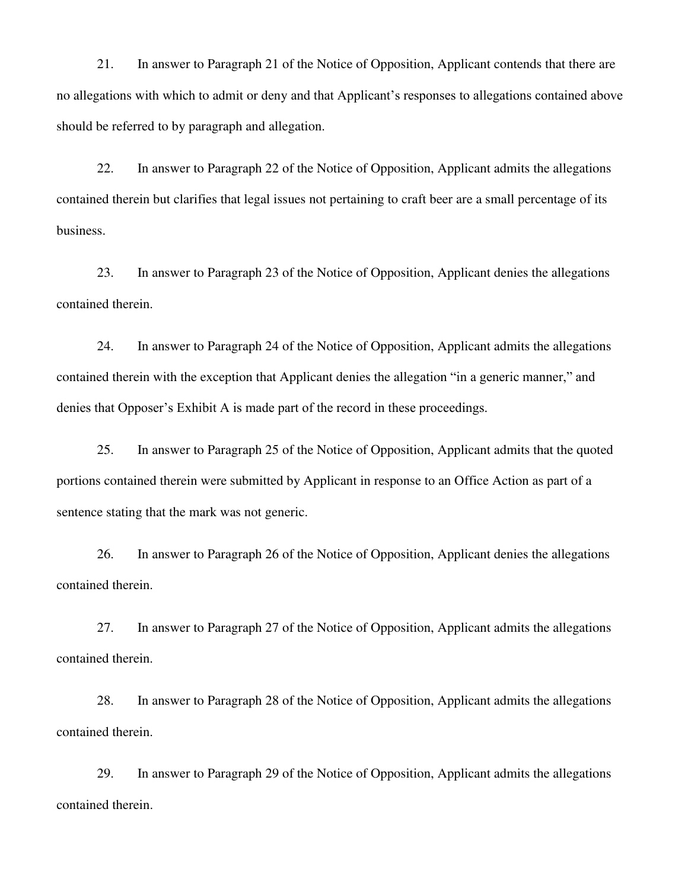21. In answer to Paragraph 21 of the Notice of Opposition, Applicant contends that there are no allegations with which to admit or deny and that Applicant's responses to allegations contained above should be referred to by paragraph and allegation.

22. In answer to Paragraph 22 of the Notice of Opposition, Applicant admits the allegations contained therein but clarifies that legal issues not pertaining to craft beer are a small percentage of its business.

23. In answer to Paragraph 23 of the Notice of Opposition, Applicant denies the allegations contained therein.

24. In answer to Paragraph 24 of the Notice of Opposition, Applicant admits the allegations contained therein with the exception that Applicant denies the allegation "in a generic manner," and denies that Opposer's Exhibit A is made part of the record in these proceedings.

25. In answer to Paragraph 25 of the Notice of Opposition, Applicant admits that the quoted portions contained therein were submitted by Applicant in response to an Office Action as part of a sentence stating that the mark was not generic.

26. In answer to Paragraph 26 of the Notice of Opposition, Applicant denies the allegations contained therein.

27. In answer to Paragraph 27 of the Notice of Opposition, Applicant admits the allegations contained therein.

28. In answer to Paragraph 28 of the Notice of Opposition, Applicant admits the allegations contained therein.

29. In answer to Paragraph 29 of the Notice of Opposition, Applicant admits the allegations contained therein.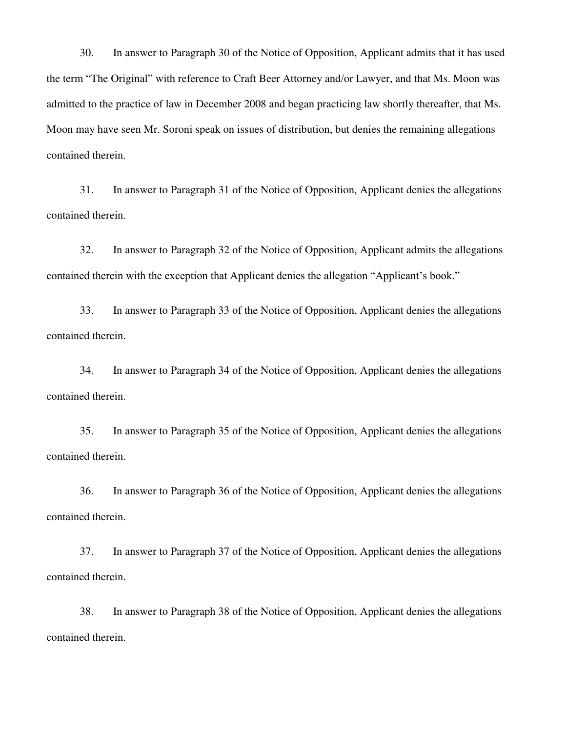30. In answer to Paragraph 30 of the Notice of Opposition, Applicant admits that it has used the term “The Original” with reference to Craft Beer Attorney and/or Lawyer, and that Ms. Moon was admitted to the practice of law in December 2008 and began practicing law shortly thereafter, that Ms. Moon may have seen Mr. Soroni speak on issues of distribution, but denies the remaining allegations contained therein.

31. In answer to Paragraph 31 of the Notice of Opposition, Applicant denies the allegations contained therein.

32. In answer to Paragraph 32 of the Notice of Opposition, Applicant admits the allegations contained therein with the exception that Applicant denies the allegation “Applicant’s book.”

33. In answer to Paragraph 33 of the Notice of Opposition, Applicant denies the allegations contained therein.

34. In answer to Paragraph 34 of the Notice of Opposition, Applicant denies the allegations contained therein.

35. In answer to Paragraph 35 of the Notice of Opposition, Applicant denies the allegations contained therein.

36. In answer to Paragraph 36 of the Notice of Opposition, Applicant denies the allegations contained therein.

37. In answer to Paragraph 37 of the Notice of Opposition, Applicant denies the allegations contained therein.

38. In answer to Paragraph 38 of the Notice of Opposition, Applicant denies the allegations contained therein.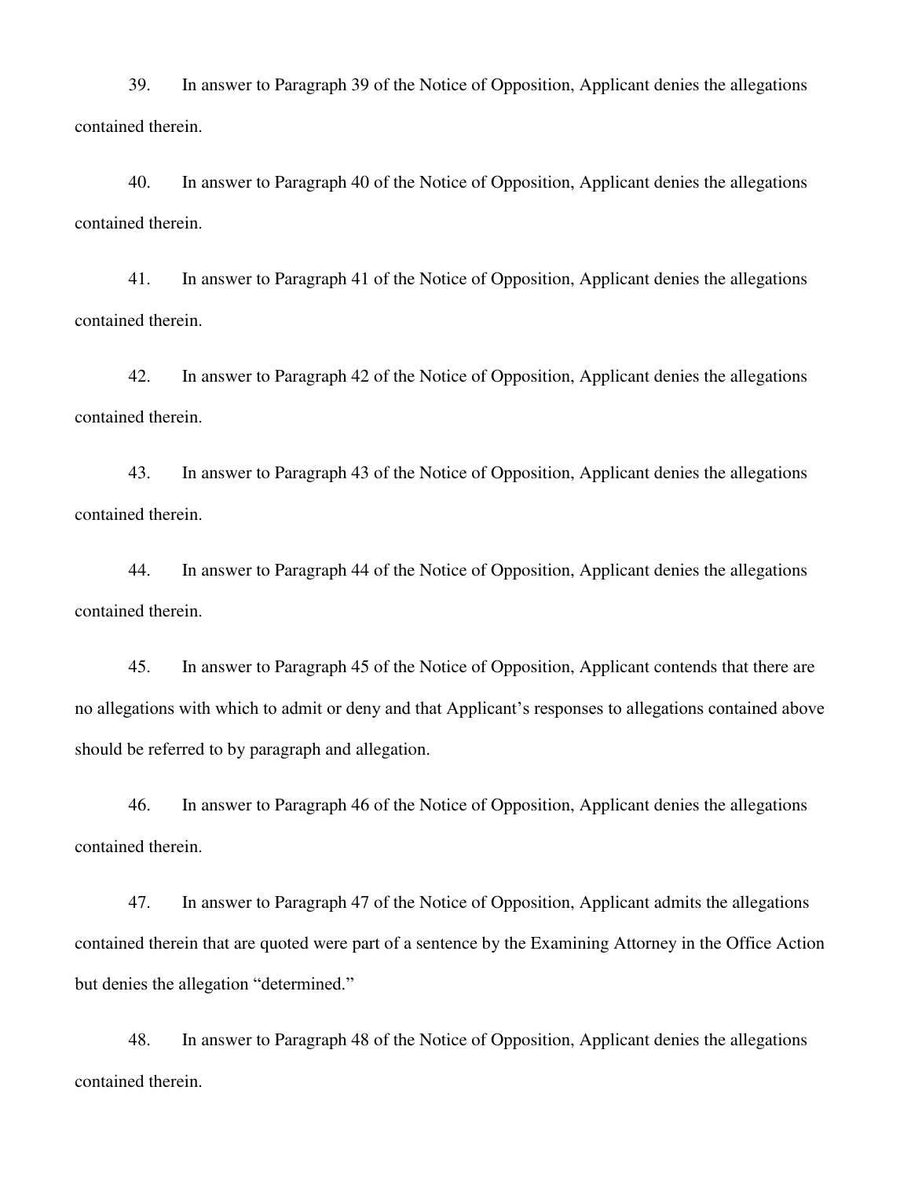39. In answer to Paragraph 39 of the Notice of Opposition, Applicant denies the allegations contained therein.

40. In answer to Paragraph 40 of the Notice of Opposition, Applicant denies the allegations contained therein.

41. In answer to Paragraph 41 of the Notice of Opposition, Applicant denies the allegations contained therein.

42. In answer to Paragraph 42 of the Notice of Opposition, Applicant denies the allegations contained therein.

43. In answer to Paragraph 43 of the Notice of Opposition, Applicant denies the allegations contained therein.

44. In answer to Paragraph 44 of the Notice of Opposition, Applicant denies the allegations contained therein.

45. In answer to Paragraph 45 of the Notice of Opposition, Applicant contends that there are no allegations with which to admit or deny and that Applicant's responses to allegations contained above should be referred to by paragraph and allegation.

46. In answer to Paragraph 46 of the Notice of Opposition, Applicant denies the allegations contained therein.

47. In answer to Paragraph 47 of the Notice of Opposition, Applicant admits the allegations contained therein that are quoted were part of a sentence by the Examining Attorney in the Office Action but denies the allegation "determined."

48. In answer to Paragraph 48 of the Notice of Opposition, Applicant denies the allegations contained therein.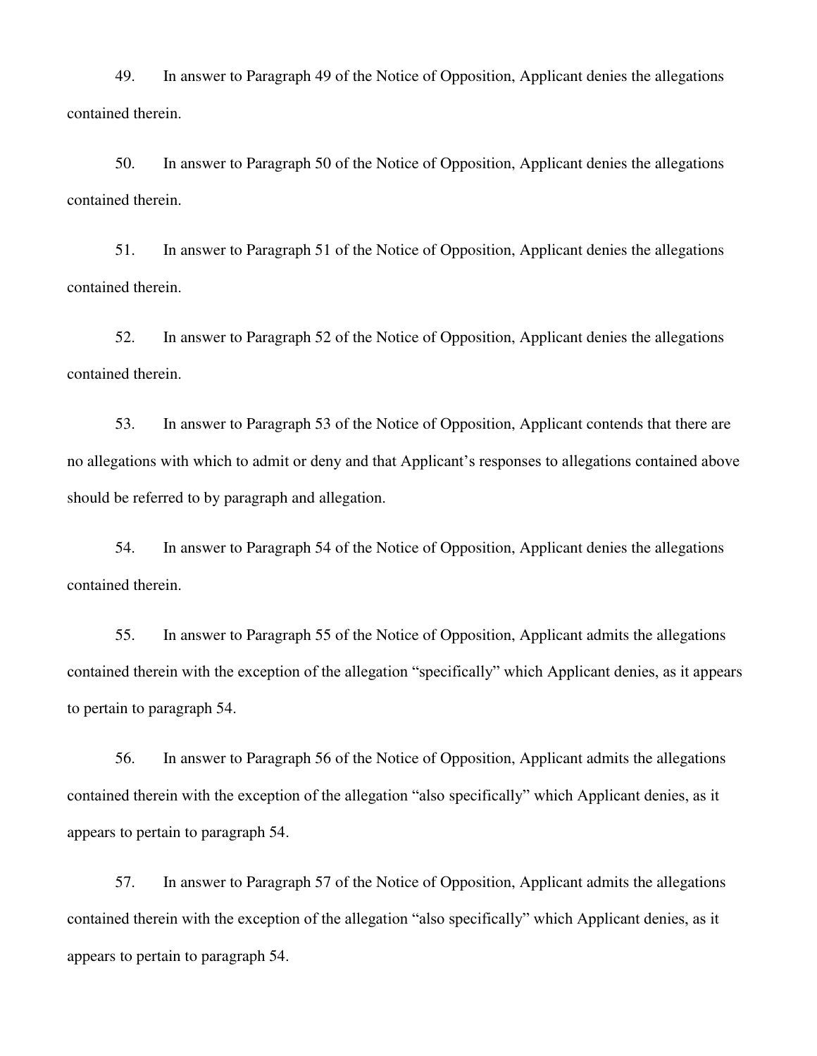49. In answer to Paragraph 49 of the Notice of Opposition, Applicant denies the allegations contained therein.

50. In answer to Paragraph 50 of the Notice of Opposition, Applicant denies the allegations contained therein.

51. In answer to Paragraph 51 of the Notice of Opposition, Applicant denies the allegations contained therein.

52. In answer to Paragraph 52 of the Notice of Opposition, Applicant denies the allegations contained therein.

53. In answer to Paragraph 53 of the Notice of Opposition, Applicant contends that there are no allegations with which to admit or deny and that Applicant's responses to allegations contained above should be referred to by paragraph and allegation.

54. In answer to Paragraph 54 of the Notice of Opposition, Applicant denies the allegations contained therein.

55. In answer to Paragraph 55 of the Notice of Opposition, Applicant admits the allegations contained therein with the exception of the allegation "specifically" which Applicant denies, as it appears to pertain to paragraph 54.

56. In answer to Paragraph 56 of the Notice of Opposition, Applicant admits the allegations contained therein with the exception of the allegation "also specifically" which Applicant denies, as it appears to pertain to paragraph 54.

57. In answer to Paragraph 57 of the Notice of Opposition, Applicant admits the allegations contained therein with the exception of the allegation "also specifically" which Applicant denies, as it appears to pertain to paragraph 54.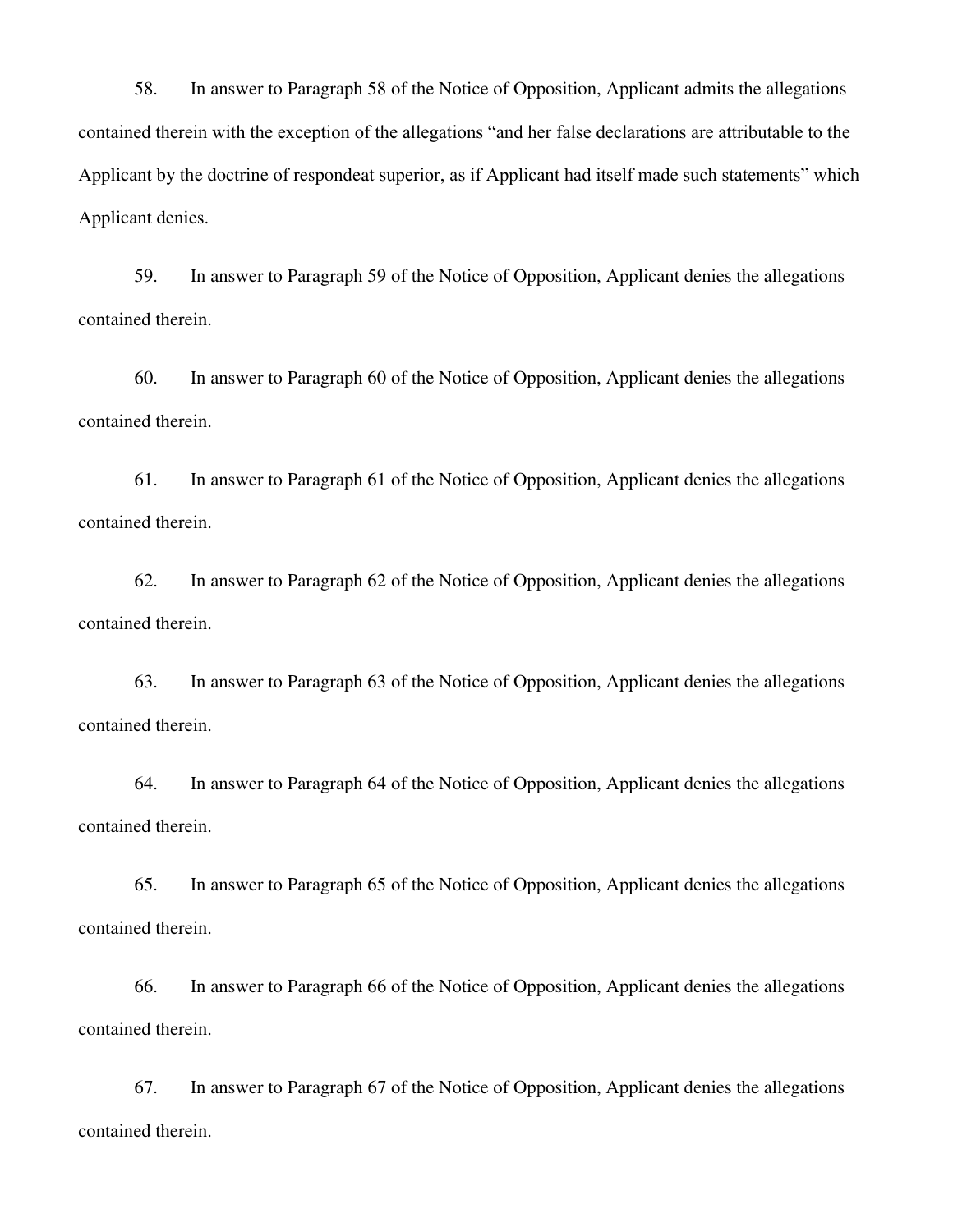58. In answer to Paragraph 58 of the Notice of Opposition, Applicant admits the allegations contained therein with the exception of the allegations "and her false declarations are attributable to the Applicant by the doctrine of respondeat superior, as if Applicant had itself made such statements" which Applicant denies.

59. In answer to Paragraph 59 of the Notice of Opposition, Applicant denies the allegations contained therein.

60. In answer to Paragraph 60 of the Notice of Opposition, Applicant denies the allegations contained therein.

61. In answer to Paragraph 61 of the Notice of Opposition, Applicant denies the allegations contained therein.

62. In answer to Paragraph 62 of the Notice of Opposition, Applicant denies the allegations contained therein.

63. In answer to Paragraph 63 of the Notice of Opposition, Applicant denies the allegations contained therein.

64. In answer to Paragraph 64 of the Notice of Opposition, Applicant denies the allegations contained therein.

65. In answer to Paragraph 65 of the Notice of Opposition, Applicant denies the allegations contained therein.

66. In answer to Paragraph 66 of the Notice of Opposition, Applicant denies the allegations contained therein.

67. In answer to Paragraph 67 of the Notice of Opposition, Applicant denies the allegations contained therein.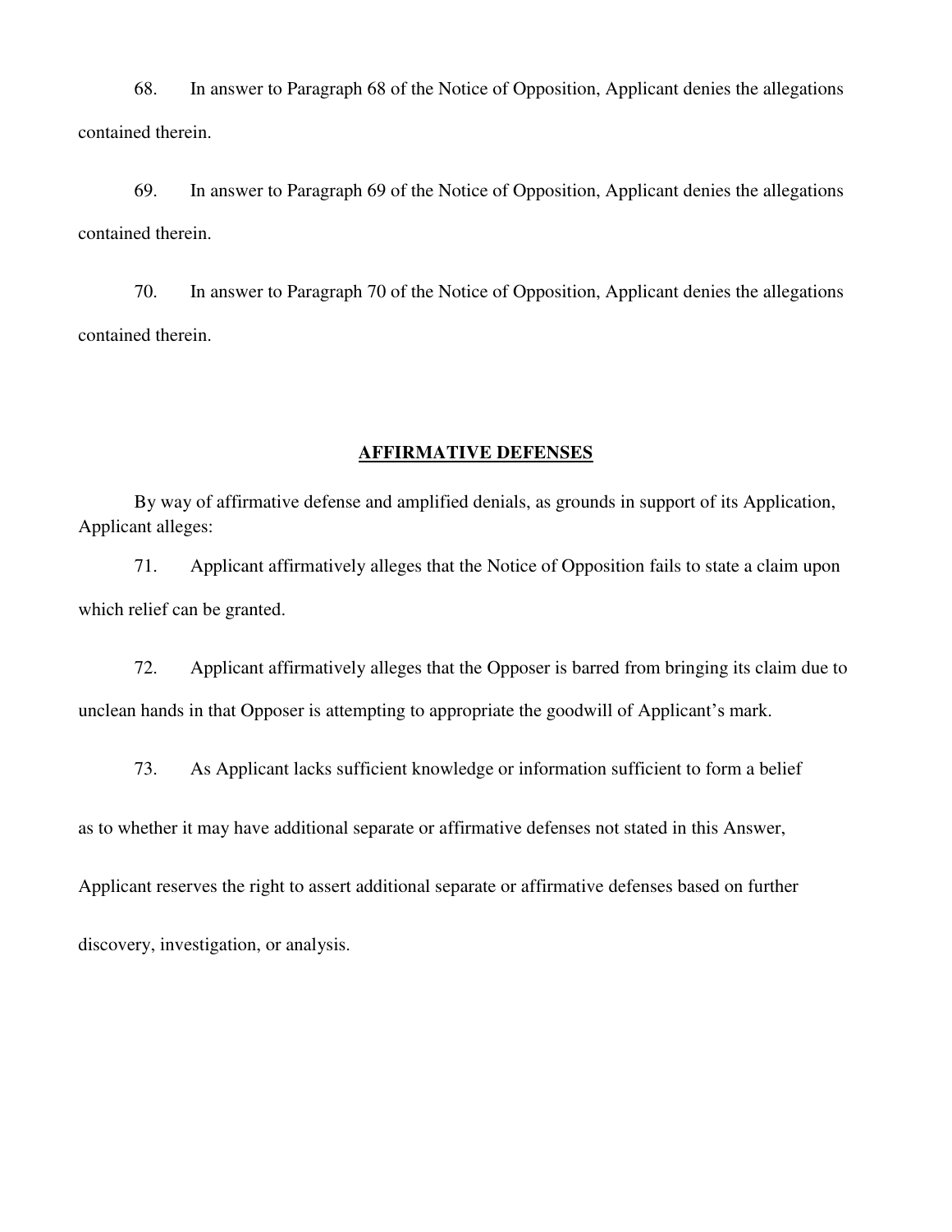68. In answer to Paragraph 68 of the Notice of Opposition, Applicant denies the allegations contained therein.

69. In answer to Paragraph 69 of the Notice of Opposition, Applicant denies the allegations contained therein.

70. In answer to Paragraph 70 of the Notice of Opposition, Applicant denies the allegations contained therein.

## AFFIRMATIVE DEFENSES

By way of affirmative defense and amplified denials, as grounds in support of its Application, Applicant alleges:

71. Applicant affirmatively alleges that the Notice of Opposition fails to state a claim upon which relief can be granted.

72. Applicant affirmatively alleges that the Opposer is barred from bringing its claim due to unclean hands in that Opposer is attempting to appropriate the goodwill of Applicant's mark.

73. As Applicant lacks sufficient knowledge or information sufficient to form a belief as to whether it may have additional separate or affirmative defenses not stated in this Answer, Applicant reserves the right to assert additional separate or affirmative defenses based on further discovery, investigation, or analysis.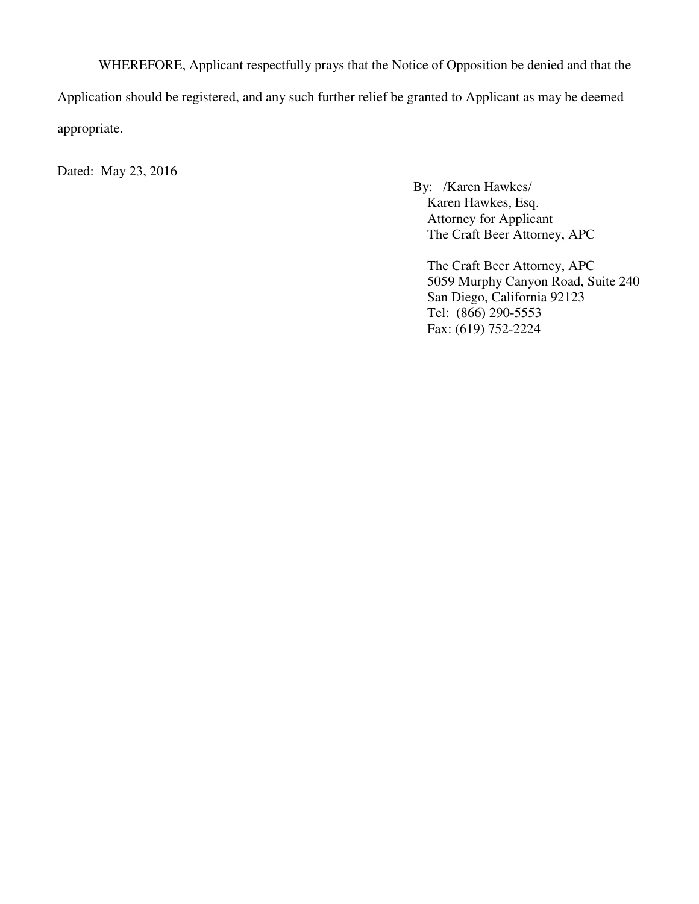WHEREFORE, Applicant respectfully prays that the Notice of Opposition be denied and that the Application should be registered, and any such further relief be granted to Applicant as may be deemed appropriate.

Dated: May 23, 2016

By: /Karen Hawkes/
Karen Hawkes, Esq.
Attorney for Applicant
The Craft Beer Attorney, APC

The Craft Beer Attorney, APC
5059 Murphy Canyon Road, Suite 240
San Diego, California 92123
Tel: (866) 290-5553
Fax: (619) 752-2224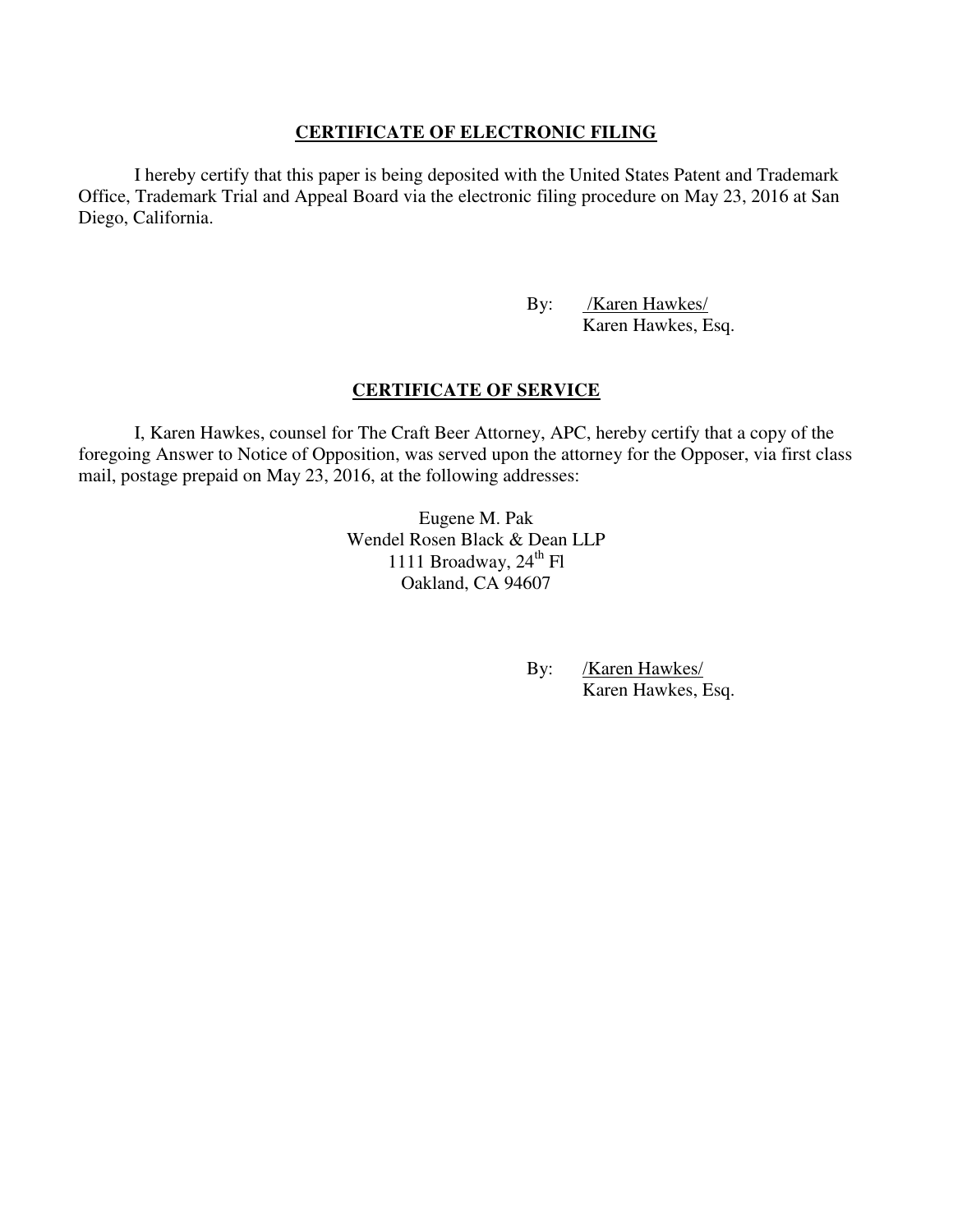**CERTIFICATE OF ELECTRONIC FILING**

I hereby certify that this paper is being deposited with the United States Patent and Trademark Office, Trademark Trial and Appeal Board via the electronic filing procedure on May 23, 2016 at San Diego, California.

By: /Karen Hawkes/
Karen Hawkes, Esq.

**CERTIFICATE OF SERVICE**

I, Karen Hawkes, counsel for The Craft Beer Attorney, APC, hereby certify that a copy of the foregoing Answer to Notice of Opposition, was served upon the attorney for the Opposer, via first class mail, postage prepaid on May 23, 2016, at the following addresses:

Eugene M. Pak
Wendel Rosen Black & Dean LLP
1111 Broadway, 24th Fl
Oakland, CA 94607

By: /Karen Hawkes/
Karen Hawkes, Esq.